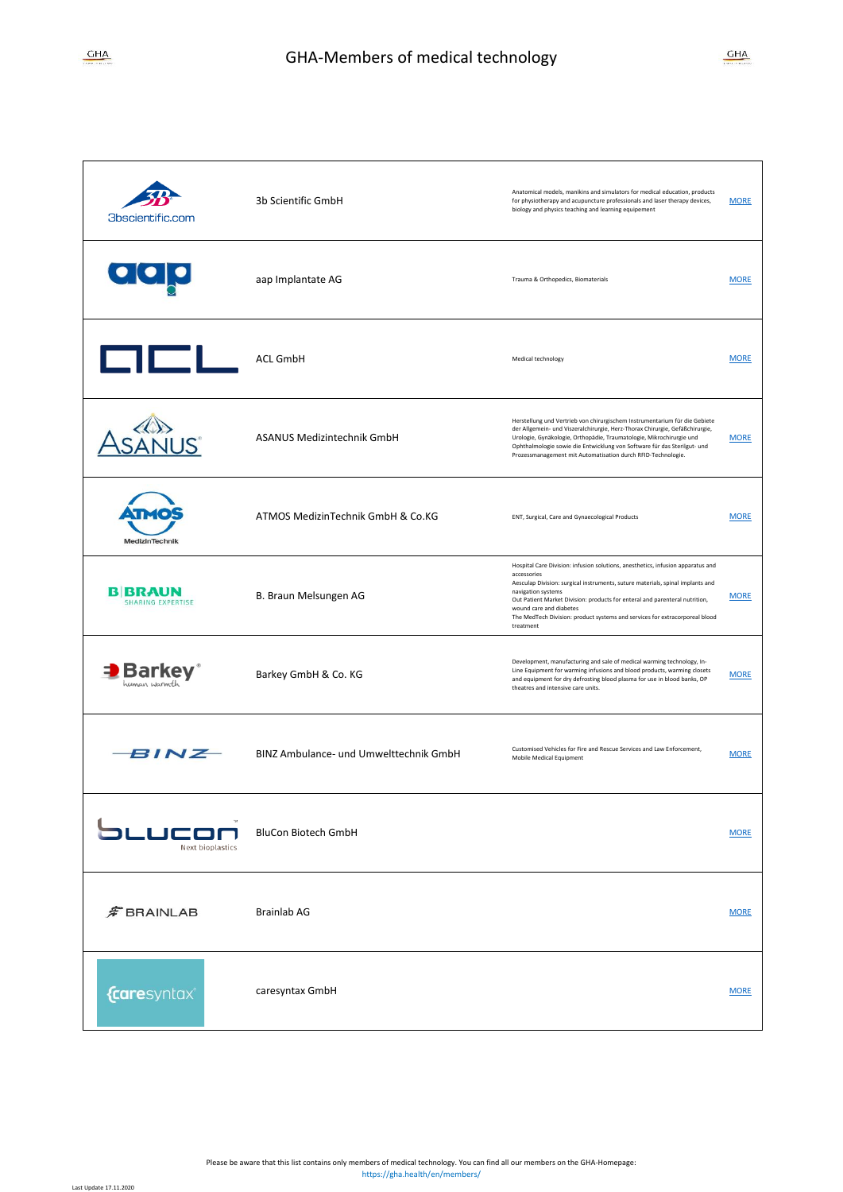# GHA-Members of medical technology

| Logo | Company | Description | Link |
|---|---|---|---|
| 3bscientific.com | 3b Scientific GmbH | Anatomical models, manikins and simulators for medical education, products for physiotherapy and acupuncture professionals and laser therapy devices, biology and physics teaching and learning equipement | MORE |
| aap | aap Implantate AG | Trauma & Orthopedics, Biomaterials | MORE |
| ACL | ACL GmbH | Medical technology | MORE |
| ASANUS | ASANUS Medizintechnik GmbH | Herstellung und Vertrieb von chirurgischem Instrumentarium für die Gebiete der Allgemein- und Viszeralchirurgie, Herz-Thorax Chirurgie, Gefäßchirurgie, Urologie, Gynäkologie, Orthopädie, Traumatologie, Mikrochirurgie und Ophthalmologie sowie die Entwicklung von Software für das Sterilgut- und Prozessmanagement mit Automatisation durch RFID-Technologie. | MORE |
| ATMOS MedizinTechnik | ATMOS MedizinTechnik GmbH & Co.KG | ENT, Surgical, Care and Gynaecological Products | MORE |
| B\|BRAUN SHARING EXPERTISE | B. Braun Melsungen AG | Hospital Care Division: infusion solutions, anesthetics, infusion apparatus and accessories<br>Aesculap Division: surgical instruments, suture materials, spinal implants and navigation systems<br>Out Patient Market Division: products for enteral and parenteral nutrition, wound care and diabetes<br>The MedTech Division: product systems and services for extracorporeal blood treatment | MORE |
| Barkey human warmth | Barkey GmbH & Co. KG | Development, manufacturing and sale of medical warming technology, In-Line Equipment for warming infusions and blood products, warming closets and equipment for dry defrosting blood plasma for use in blood banks, OP theatres and intensive care units. | MORE |
| BINZ | BINZ Ambulance- und Umwelttechnik GmbH | Customised Vehicles for Fire and Rescue Services and Law Enforcement, Mobile Medical Equipment | MORE |
| blucon Next bioplastics | BluCon Biotech GmbH | | MORE |
| BRAINLAB | Brainlab AG | | MORE |
| caresyntax | caresyntax GmbH | | MORE |

Please be aware that this list contains only members of medical technology. You can find all our members on the GHA-Homepage:
https://gha.health/en/members/

Last Update 17.11.2020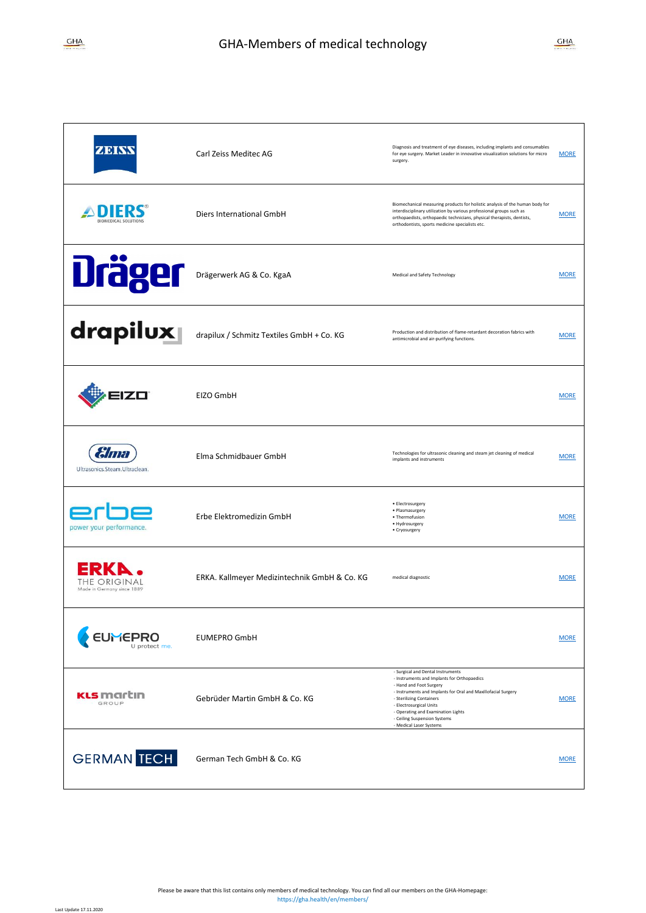# GHA-Members of medical technology

| Logo | Company | Description | Link |
|---|---|---|---|
| ZEISS | Carl Zeiss Meditec AG | Diagnosis and treatment of eye diseases, including implants and consumables for eye surgery. Market Leader in innovative visualization solutions for micro surgery. | MORE |
| DIERS BIOMEDICAL SOLUTIONS | Diers International GmbH | Biomechanical measuring products for holistic analysis of the human body for interdisciplinary utilization by various professional groups such as orthopaedists, orthopaedic technicians, physical therapists, dentists, orthodontists, sports medicine specialists etc. | MORE |
| Dräger | Drägerwerk AG & Co. KgaA | Medical and Safety Technology | MORE |
| drapilux | drapilux / Schmitz Textiles GmbH + Co. KG | Production and distribution of flame-retardant decoration fabrics with antimicrobial and air-purifying functions. | MORE |
| EIZO | EIZO GmbH | | MORE |
| Elma Ultrasonics.Steam.Ultraclean. | Elma Schmidbauer GmbH | Technologies for ultrasonic cleaning and steam jet cleaning of medical implants and instruments | MORE |
| erbe power your performance. | Erbe Elektromedizin GmbH | • Electrosurgery<br>• Plasmasurgery<br>• Thermofusion<br>• Hydrosurgery<br>• Cryosurgery | MORE |
| ERKA. THE ORIGINAL Made in Germany since 1889 | ERKA. Kallmeyer Medizintechnik GmbH & Co. KG | medical diagnostic | MORE |
| EUMEPRO U protect me. | EUMEPRO GmbH | | MORE |
| KLS martin GROUP | Gebrüder Martin GmbH & Co. KG | - Surgical and Dental Instruments<br>- Instruments and Implants for Orthopaedics<br>- Hand and Foot Surgery<br>- Instruments and Implants for Oral and Maxillofacial Surgery<br>- Sterilizing Containers<br>- Electrosurgical Units<br>- Operating and Examination Lights<br>- Ceiling Suspension Systems<br>- Medical Laser Systems | MORE |
| GERMAN TECH | German Tech GmbH & Co. KG | | MORE |

Please be aware that this list contains only members of medical technology. You can find all our members on the GHA-Homepage:
https://gha.health/en/members/

Last Update 17.11.2020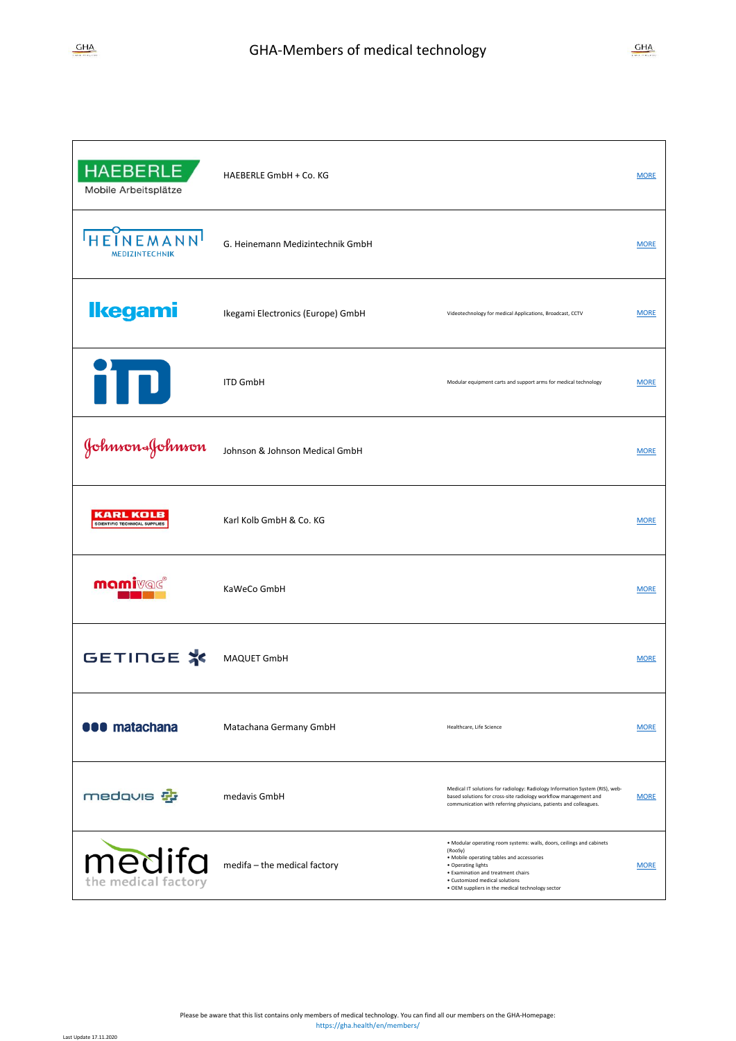# GHA-Members of medical technology

| Logo | Company | Description | Link |
| --- | --- | --- | --- |
| HAEBERLE Mobile Arbeitsplätze | HAEBERLE GmbH + Co. KG | | MORE |
| HEINEMANN MEDIZINTECHNIK | G. Heinemann Medizintechnik GmbH | | MORE |
| Ikegami | Ikegami Electronics (Europe) GmbH | Videotechnology for medical Applications, Broadcast, CCTV | MORE |
| iTD | ITD GmbH | Modular equipment carts and support arms for medical technology | MORE |
| Johnson & Johnson | Johnson & Johnson Medical GmbH | | MORE |
| KARL KOLB SCIENTIFIC TECHNICAL SUPPLIES | Karl Kolb GmbH & Co. KG | | MORE |
| mamivac | KaWeCo GmbH | | MORE |
| GETINGE | MAQUET GmbH | | MORE |
| matachana | Matachana Germany GmbH | Healthcare, Life Science | MORE |
| medavis | medavis GmbH | Medical IT solutions for radiology: Radiology Information System (RIS), web-based solutions for cross-site radiology workflow management and communication with referring physicians, patients and colleagues. | MORE |
| medifa the medical factory | medifa – the medical factory | • Modular operating room systems: walls, doors, ceilings and cabinets (RooSy)<br>• Mobile operating tables and accessories<br>• Operating lights<br>• Examination and treatment chairs<br>• Customized medical solutions<br>• OEM suppliers in the medical technology sector | MORE |

Please be aware that this list contains only members of medical technology. You can find all our members on the GHA-Homepage:
https://gha.health/en/members/

Last Update 17.11.2020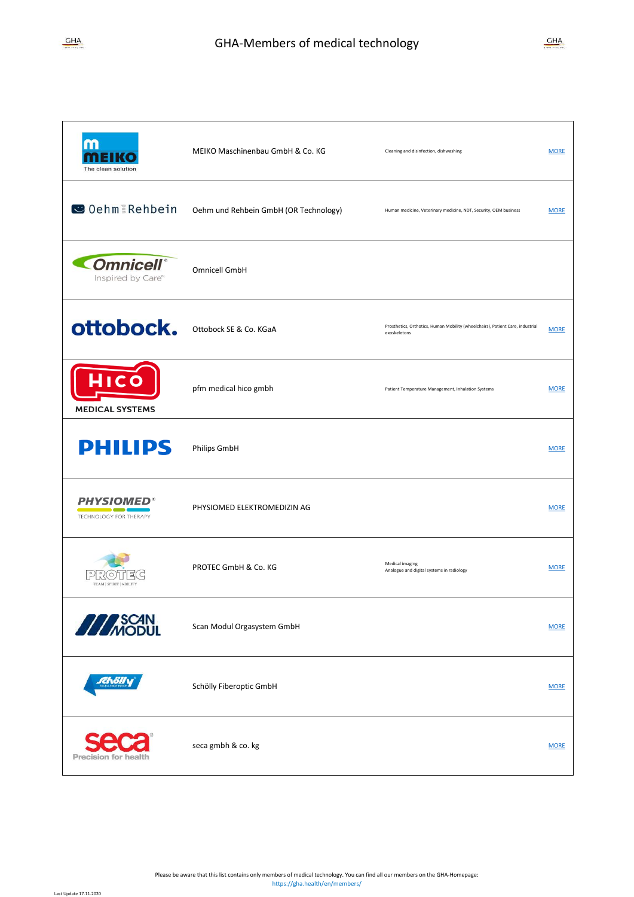# GHA-Members of medical technology

| Logo | Company | Field | Link |
|---|---|---|---|
| MEIKO The clean solution | MEIKO Maschinenbau GmbH & Co. KG | Cleaning and disinfection, dishwashing | MORE |
| Oehm und Rehbein | Oehm und Rehbein GmbH (OR Technology) | Human medicine, Veterinary medicine, NDT, Security, OEM business | MORE |
| Omnicell Inspired by Care | Omnicell GmbH | | |
| ottobock. | Ottobock SE & Co. KGaA | Prosthetics, Orthotics, Human Mobility (wheelchairs), Patient Care, industrial exoskeletons | MORE |
| HICO MEDICAL SYSTEMS | pfm medical hico gmbh | Patient Temperature Management, Inhalation Systems | MORE |
| PHILIPS | Philips GmbH | | MORE |
| PHYSIOMED TECHNOLOGY FOR THERAPY | PHYSIOMED ELEKTROMEDIZIN AG | | MORE |
| PROTEC TEAM \| SPIRIT \| ABILITY | PROTEC GmbH & Co. KG | Medical imaging<br>Analogue and digital systems in radiology | MORE |
| SCAN MODUL | Scan Modul Orgasystem GmbH | | MORE |
| Schölly | Schölly Fiberoptic GmbH | | MORE |
| seca Precision for health | seca gmbh & co. kg | | MORE |

Please be aware that this list contains only members of medical technology. You can find all our members on the GHA-Homepage:
https://gha.health/en/members/

Last Update 17.11.2020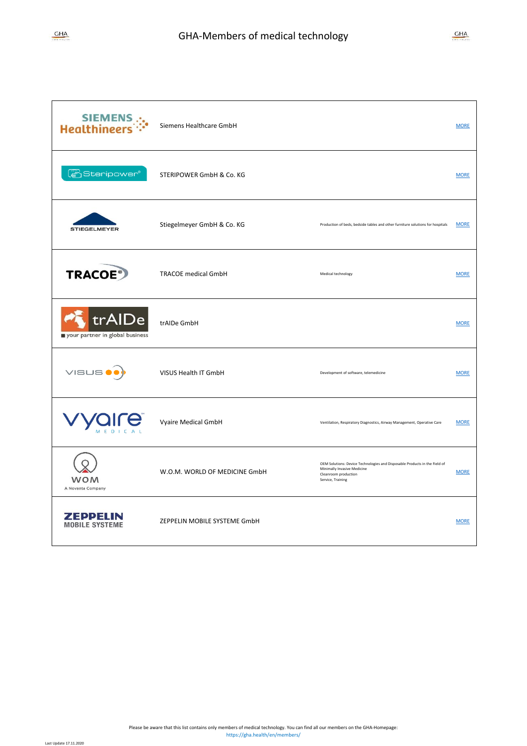# GHA-Members of medical technology

| | | | |
|---|---|---|---|
| SIEMENS Healthineers | Siemens Healthcare GmbH | | MORE |
| Steripower | STERIPOWER GmbH & Co. KG | | MORE |
| STIEGELMEYER | Stiegelmeyer GmbH & Co. KG | Production of beds, bedside tables and other furniture solutions for hospitals | MORE |
| TRACOE | TRACOE medical GmbH | Medical technology | MORE |
| trAIDe your partner in global business | trAIDe GmbH | | MORE |
| VISUS | VISUS Health IT GmbH | Development of software, telemedicine | MORE |
| vyaire MEDICAL | Vyaire Medical GmbH | Ventilation, Respiratory Diagnostics, Airway Management, Operative Care | MORE |
| WOM A Novanta Company | W.O.M. WORLD OF MEDICINE GmbH | OEM Solutions: Device Technologies and Disposable Products in the Field of Minimally Invasive Medicine<br>Cleanroom production<br>Service, Training | MORE |
| ZEPPELIN MOBILE SYSTEME | ZEPPELIN MOBILE SYSTEME GmbH | | MORE |

Please be aware that this list contains only members of medical technology. You can find all our members on the GHA-Homepage:
https://gha.health/en/members/

Last Update 17.11.2020